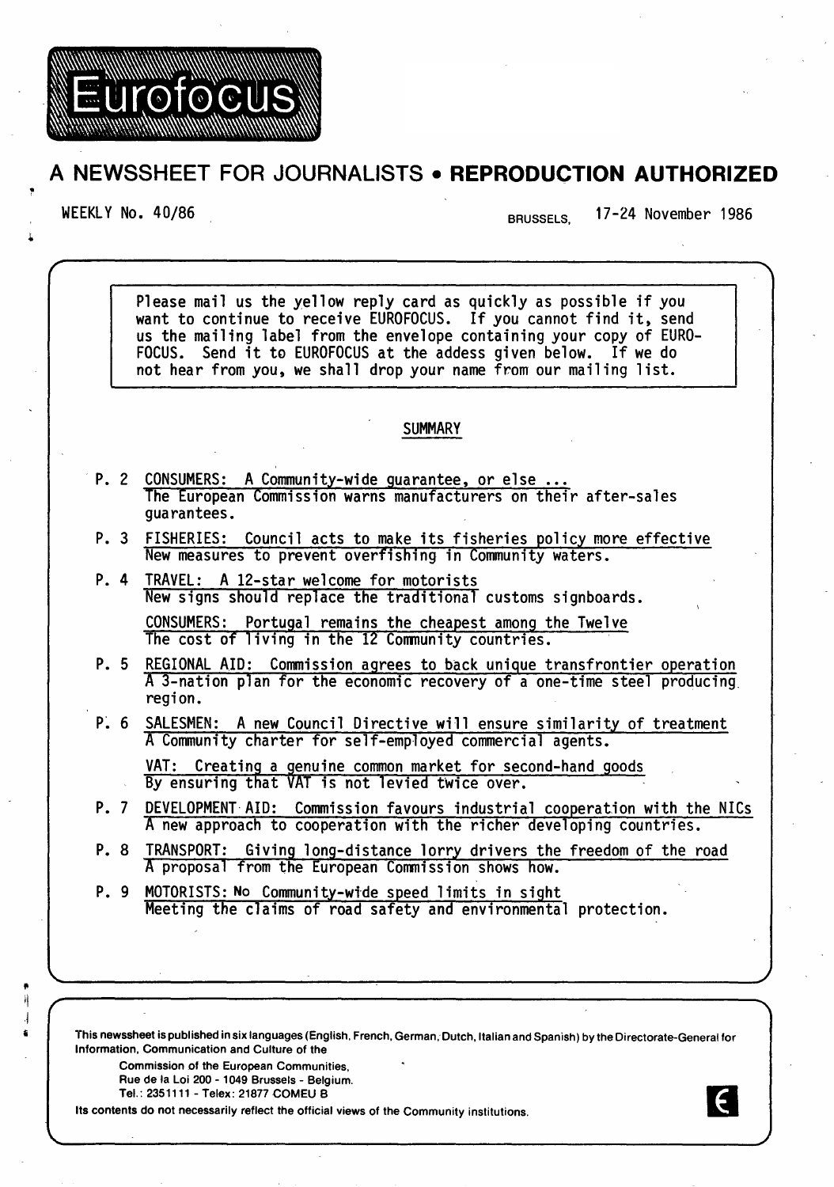# Eurofocus

## A NEWSSHEET FOR JOURNALISTS • **REPRODUCTION AUTHORIZED**

WEEKLY No. 40/86 BRUSSELS, 17-24 November 1986

> Please mail us the yellow reply card as quickly as possible if you want to continue to receive EUROFOCUS. If you cannot find it, send us the mailing label from the envelope containing your copy of EUROFOCUS. Send it to EUROFOCUS at the addess given below. If we do not hear from you, we shall drop your name from our mailing list.

### SUMMARY

P. 2 CONSUMERS: A Community-wide guarantee, or else ...
The European Commission warns manufacturers on their after-sales guarantees.

P. 3 FISHERIES: Council acts to make its fisheries policy more effective
New measures to prevent overfishing in Community waters.

P. 4 TRAVEL: A 12-star welcome for motorists
New signs should replace the traditional customs signboards.

CONSUMERS: Portugal remains the cheapest among the Twelve
The cost of living in the 12 Community countries.

P. 5 REGIONAL AID: Commission agrees to back unique transfrontier operation
A 3-nation plan for the economic recovery of a one-time steel producing region.

P. 6 SALESMEN: A new Council Directive will ensure similarity of treatment
A Community charter for self-employed commercial agents.

VAT: Creating a genuine common market for second-hand goods
By ensuring that VAT is not levied twice over.

P. 7 DEVELOPMENT AID: Commission favours industrial cooperation with the NICs
A new approach to cooperation with the richer developing countries.

P. 8 TRANSPORT: Giving long-distance lorry drivers the freedom of the road
A proposal from the European Commission shows how.

P. 9 MOTORISTS: No Community-wide speed limits in sight
Meeting the claims of road safety and environmental protection.

This newssheet is published in six languages (English, French, German, Dutch, Italian and Spanish) by the Directorate-General for Information, Communication and Culture of the

Commission of the European Communities,
Rue de la Loi 200 - 1049 Brussels - Belgium.
Tel.: 2351111 - Telex: 21877 COMEU B

Its contents do not necessarily reflect the official views of the Community institutions.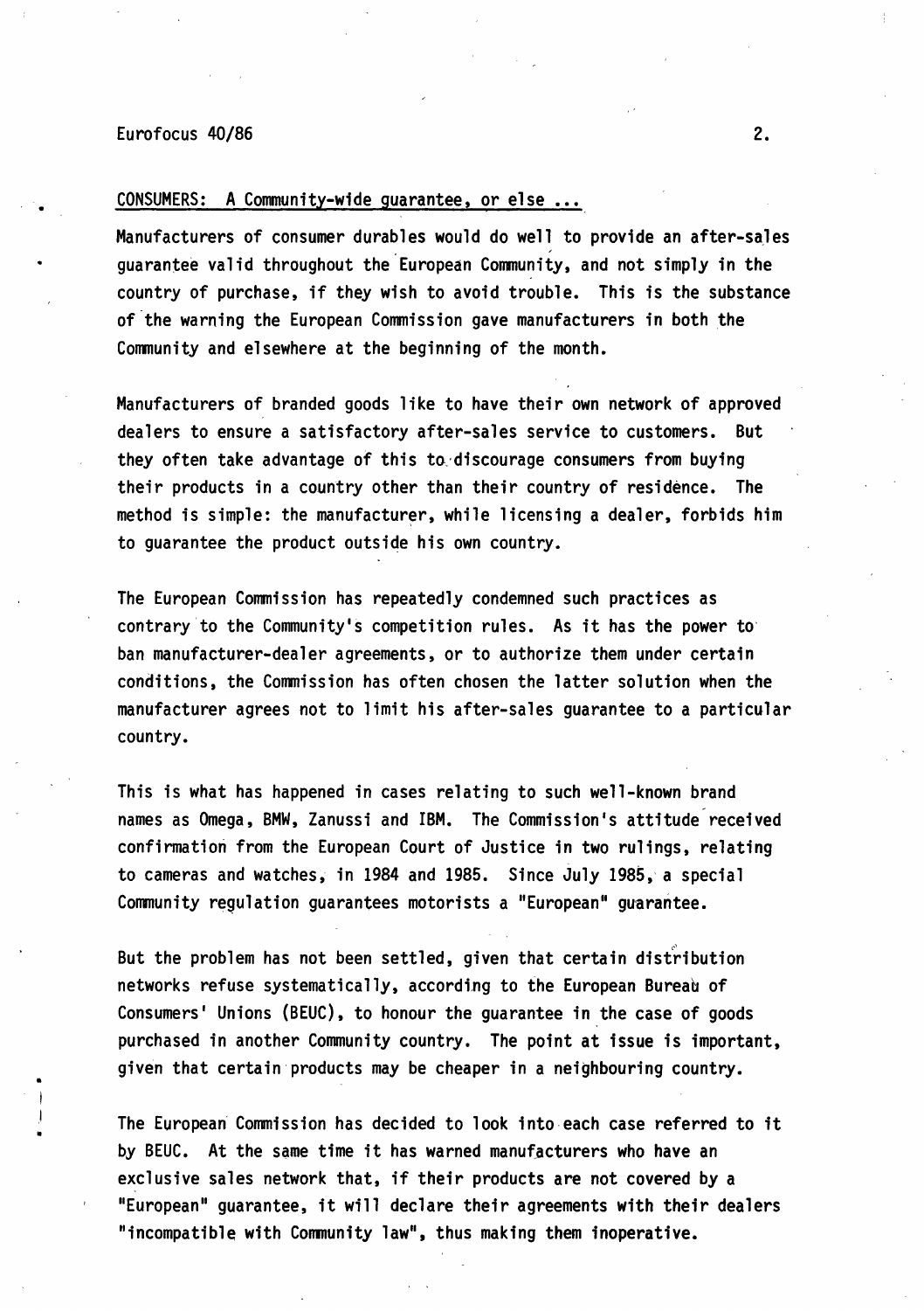## CONSUMERS: A Community-wide guarantee, or else ...

Manufacturers of consumer durables would do well to provide an after-sales guarantee valid throughout the European Community, and not simply in the country of purchase, if they wish to avoid trouble. This is the substance of the warning the European Commission gave manufacturers in both the Community and elsewhere at the beginning of the month.

Manufacturers of branded goods like to have their own network of approved dealers to ensure a satisfactory after-sales service to customers. But they often take advantage of this to discourage consumers from buying their products in a country other than their country of residence. The method is simple: the manufacturer, while licensing a dealer, forbids him to guarantee the product outside his own country.

The European Commission has repeatedly condemned such practices as contrary to the Community's competition rules. As it has the power to ban manufacturer-dealer agreements, or to authorize them under certain conditions, the Commission has often chosen the latter solution when the manufacturer agrees not to limit his after-sales guarantee to a particular country.

This is what has happened in cases relating to such well-known brand names as Omega, BMW, Zanussi and IBM. The Commission's attitude received confirmation from the European Court of Justice in two rulings, relating to cameras and watches, in 1984 and 1985. Since July 1985, a special Community regulation guarantees motorists a "European" guarantee.

But the problem has not been settled, given that certain distribution networks refuse systematically, according to the European Bureau of Consumers' Unions (BEUC), to honour the guarantee in the case of goods purchased in another Community country. The point at issue is important, given that certain products may be cheaper in a neighbouring country.

The European Commission has decided to look into each case referred to it by BEUC. At the same time it has warned manufacturers who have an exclusive sales network that, if their products are not covered by a "European" guarantee, it will declare their agreements with their dealers "incompatible with Community law", thus making them inoperative.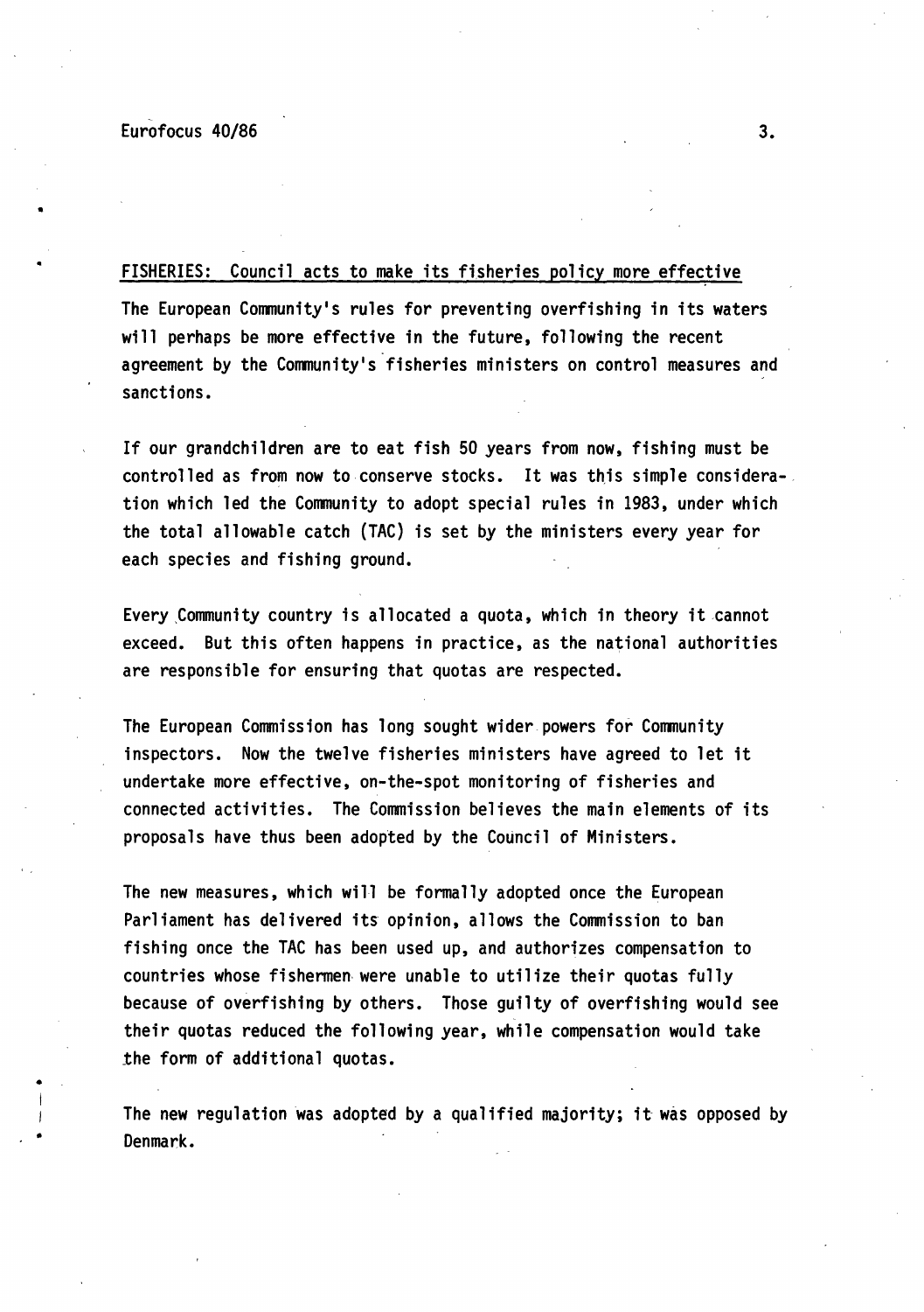## FISHERIES: Council acts to make its fisheries policy more effective

The European Community's rules for preventing overfishing in its waters will perhaps be more effective in the future, following the recent agreement by the Community's fisheries ministers on control measures and sanctions.

If our grandchildren are to eat fish 50 years from now, fishing must be controlled as from now to conserve stocks. It was this simple consideration which led the Community to adopt special rules in 1983, under which the total allowable catch (TAC) is set by the ministers every year for each species and fishing ground.

Every Community country is allocated a quota, which in theory it cannot exceed. But this often happens in practice, as the national authorities are responsible for ensuring that quotas are respected.

The European Commission has long sought wider powers for Community inspectors. Now the twelve fisheries ministers have agreed to let it undertake more effective, on-the-spot monitoring of fisheries and connected activities. The Commission believes the main elements of its proposals have thus been adopted by the Council of Ministers.

The new measures, which will be formally adopted once the European Parliament has delivered its opinion, allows the Commission to ban fishing once the TAC has been used up, and authorizes compensation to countries whose fishermen were unable to utilize their quotas fully because of overfishing by others. Those guilty of overfishing would see their quotas reduced the following year, while compensation would take the form of additional quotas.

The new regulation was adopted by a qualified majority; it was opposed by Denmark.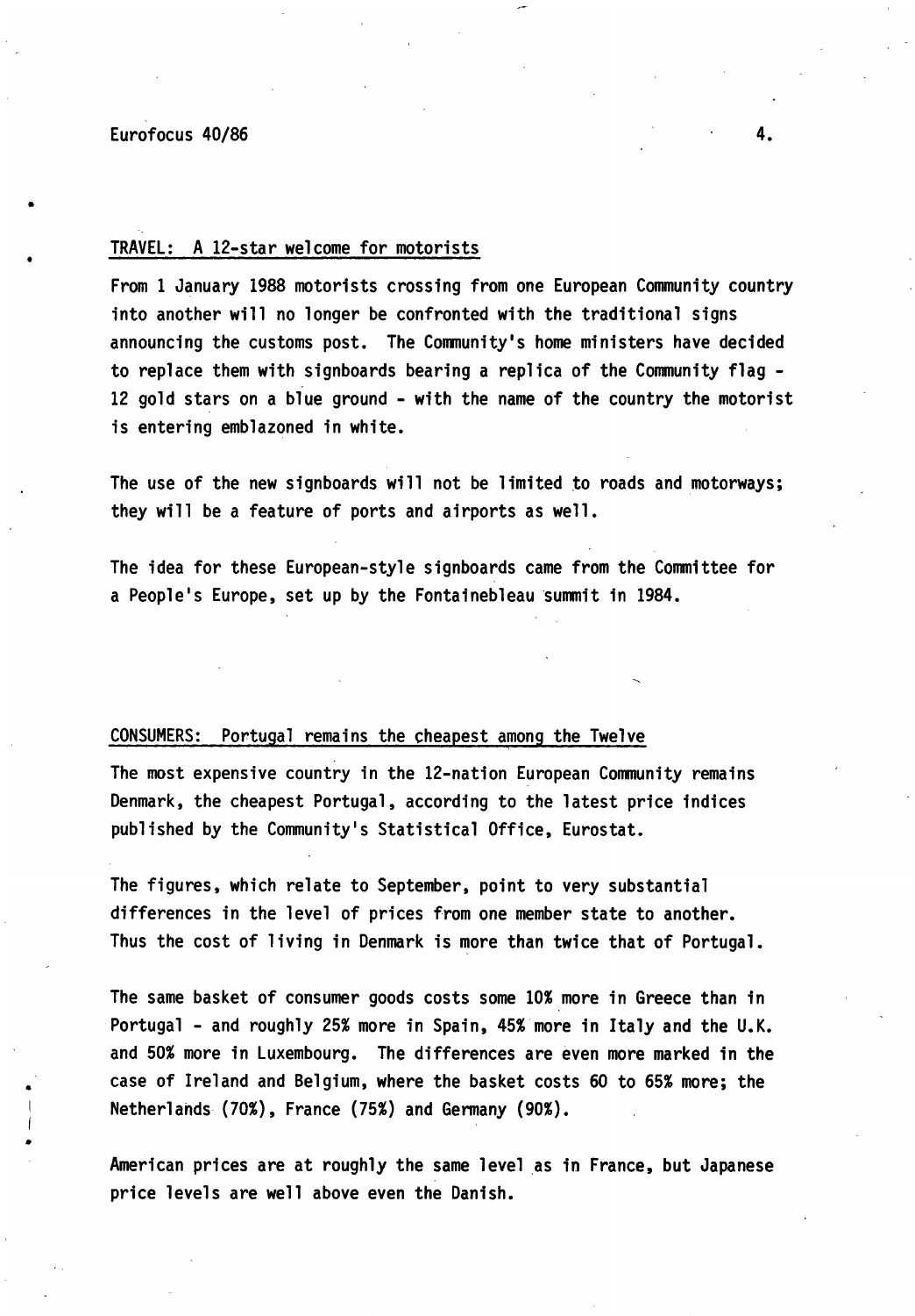## TRAVEL: A 12-star welcome for motorists

From 1 January 1988 motorists crossing from one European Community country into another will no longer be confronted with the traditional signs announcing the customs post. The Community's home ministers have decided to replace them with signboards bearing a replica of the Community flag - 12 gold stars on a blue ground - with the name of the country the motorist is entering emblazoned in white.

The use of the new signboards will not be limited to roads and motorways; they will be a feature of ports and airports as well.

The idea for these European-style signboards came from the Committee for a People's Europe, set up by the Fontainebleau summit in 1984.

## CONSUMERS: Portugal remains the cheapest among the Twelve

The most expensive country in the 12-nation European Community remains Denmark, the cheapest Portugal, according to the latest price indices published by the Community's Statistical Office, Eurostat.

The figures, which relate to September, point to very substantial differences in the level of prices from one member state to another. Thus the cost of living in Denmark is more than twice that of Portugal.

The same basket of consumer goods costs some 10% more in Greece than in Portugal - and roughly 25% more in Spain, 45% more in Italy and the U.K. and 50% more in Luxembourg. The differences are even more marked in the case of Ireland and Belgium, where the basket costs 60 to 65% more; the Netherlands (70%), France (75%) and Germany (90%).

American prices are at roughly the same level as in France, but Japanese price levels are well above even the Danish.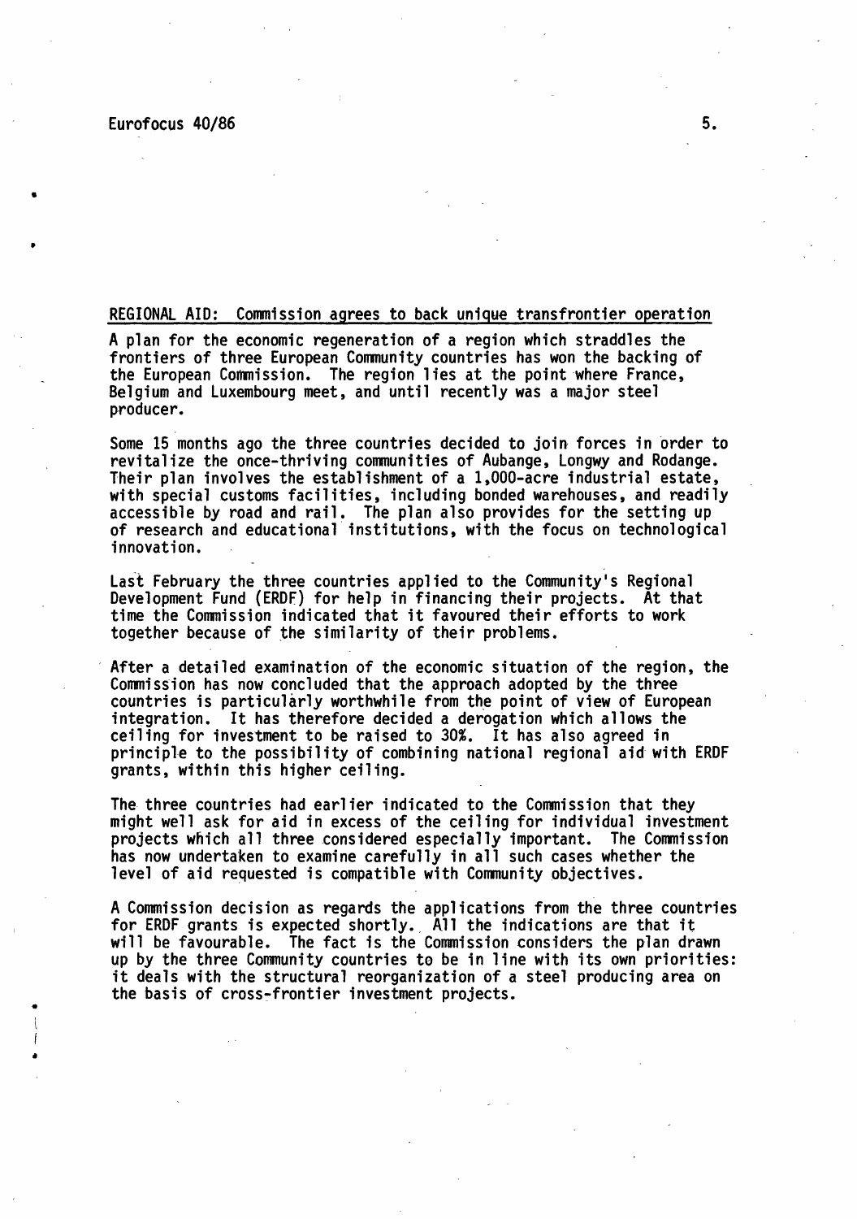## REGIONAL AID: Commission agrees to back unique transfrontier operation

A plan for the economic regeneration of a region which straddles the frontiers of three European Community countries has won the backing of the European Commission. The region lies at the point where France, Belgium and Luxembourg meet, and until recently was a major steel producer.

Some 15 months ago the three countries decided to join forces in order to revitalize the once-thriving communities of Aubange, Longwy and Rodange. Their plan involves the establishment of a 1,000-acre industrial estate, with special customs facilities, including bonded warehouses, and readily accessible by road and rail. The plan also provides for the setting up of research and educational institutions, with the focus on technological innovation.

Last February the three countries applied to the Community's Regional Development Fund (ERDF) for help in financing their projects. At that time the Commission indicated that it favoured their efforts to work together because of the similarity of their problems.

After a detailed examination of the economic situation of the region, the Commission has now concluded that the approach adopted by the three countries is particularly worthwhile from the point of view of European integration. It has therefore decided a derogation which allows the ceiling for investment to be raised to 30%. It has also agreed in principle to the possibility of combining national regional aid with ERDF grants, within this higher ceiling.

The three countries had earlier indicated to the Commission that they might well ask for aid in excess of the ceiling for individual investment projects which all three considered especially important. The Commission has now undertaken to examine carefully in all such cases whether the level of aid requested is compatible with Community objectives.

A Commission decision as regards the applications from the three countries for ERDF grants is expected shortly. All the indications are that it will be favourable. The fact is the Commission considers the plan drawn up by the three Community countries to be in line with its own priorities: it deals with the structural reorganization of a steel producing area on the basis of cross-frontier investment projects.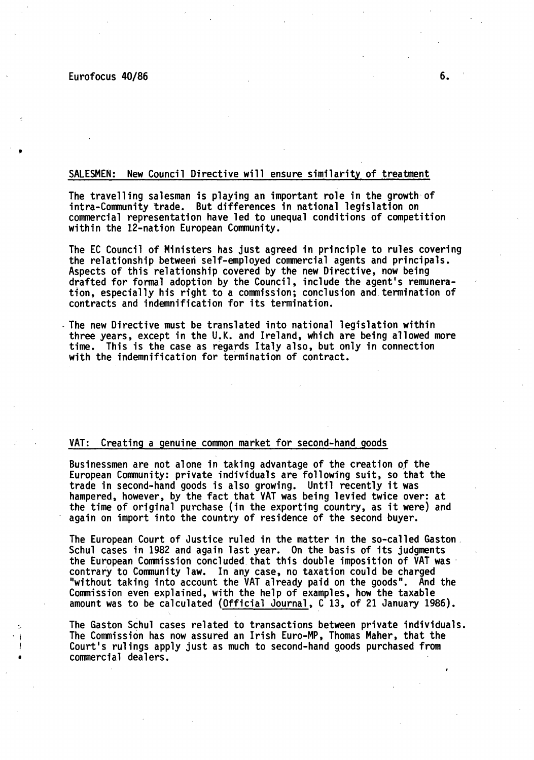## SALESMEN: New Council Directive will ensure similarity of treatment

The travelling salesman is playing an important role in the growth of intra-Community trade. But differences in national legislation on commercial representation have led to unequal conditions of competition within the 12-nation European Community.

The EC Council of Ministers has just agreed in principle to rules covering the relationship between self-employed commercial agents and principals. Aspects of this relationship covered by the new Directive, now being drafted for formal adoption by the Council, include the agent's remuneration, especially his right to a commission; conclusion and termination of contracts and indemnification for its termination.

The new Directive must be translated into national legislation within three years, except in the U.K. and Ireland, which are being allowed more time. This is the case as regards Italy also, but only in connection with the indemnification for termination of contract.

## VAT: Creating a genuine common market for second-hand goods

Businessmen are not alone in taking advantage of the creation of the European Community: private individuals are following suit, so that the trade in second-hand goods is also growing. Until recently it was hampered, however, by the fact that VAT was being levied twice over: at the time of original purchase (in the exporting country, as it were) and again on import into the country of residence of the second buyer.

The European Court of Justice ruled in the matter in the so-called Gaston Schul cases in 1982 and again last year. On the basis of its judgments the European Commission concluded that this double imposition of VAT was contrary to Community law. In any case, no taxation could be charged "without taking into account the VAT already paid on the goods". And the Commission even explained, with the help of examples, how the taxable amount was to be calculated (Official Journal, C 13, of 21 January 1986).

The Gaston Schul cases related to transactions between private individuals. The Commission has now assured an Irish Euro-MP, Thomas Maher, that the Court's rulings apply just as much to second-hand goods purchased from commercial dealers.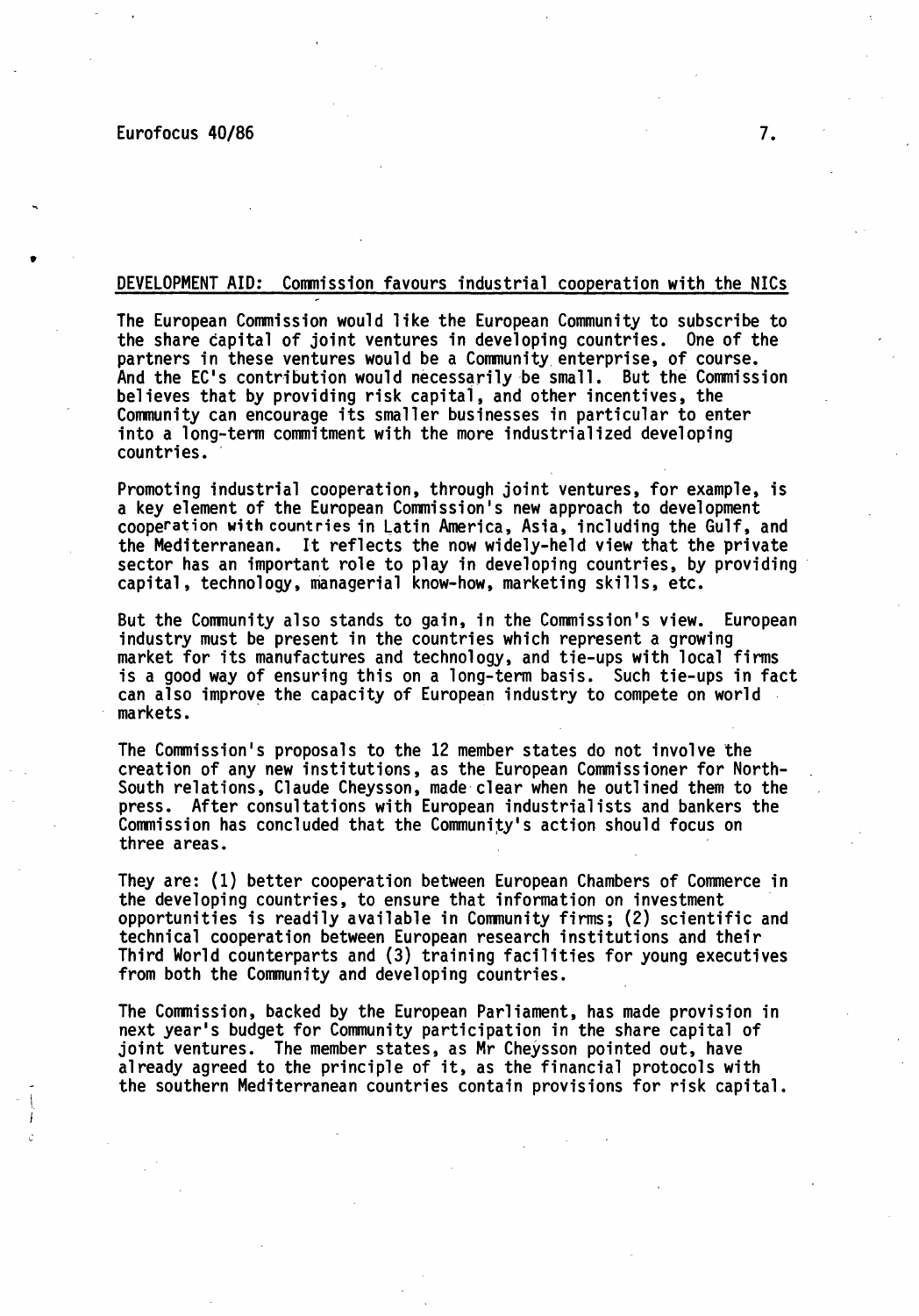## DEVELOPMENT AID: Commission favours industrial cooperation with the NICs

The European Commission would like the European Community to subscribe to the share capital of joint ventures in developing countries. One of the partners in these ventures would be a Community enterprise, of course. And the EC's contribution would necessarily be small. But the Commission believes that by providing risk capital, and other incentives, the Community can encourage its smaller businesses in particular to enter into a long-term commitment with the more industrialized developing countries.

Promoting industrial cooperation, through joint ventures, for example, is a key element of the European Commission's new approach to development cooperation with countries in Latin America, Asia, including the Gulf, and the Mediterranean. It reflects the now widely-held view that the private sector has an important role to play in developing countries, by providing capital, technology, managerial know-how, marketing skills, etc.

But the Community also stands to gain, in the Commission's view. European industry must be present in the countries which represent a growing market for its manufactures and technology, and tie-ups with local firms is a good way of ensuring this on a long-term basis. Such tie-ups in fact can also improve the capacity of European industry to compete on world markets.

The Commission's proposals to the 12 member states do not involve the creation of any new institutions, as the European Commissioner for North-South relations, Claude Cheysson, made clear when he outlined them to the press. After consultations with European industrialists and bankers the Commission has concluded that the Community's action should focus on three areas.

They are: (1) better cooperation between European Chambers of Commerce in the developing countries, to ensure that information on investment opportunities is readily available in Community firms; (2) scientific and technical cooperation between European research institutions and their Third World counterparts and (3) training facilities for young executives from both the Community and developing countries.

The Commission, backed by the European Parliament, has made provision in next year's budget for Community participation in the share capital of joint ventures. The member states, as Mr Cheysson pointed out, have already agreed to the principle of it, as the financial protocols with the southern Mediterranean countries contain provisions for risk capital.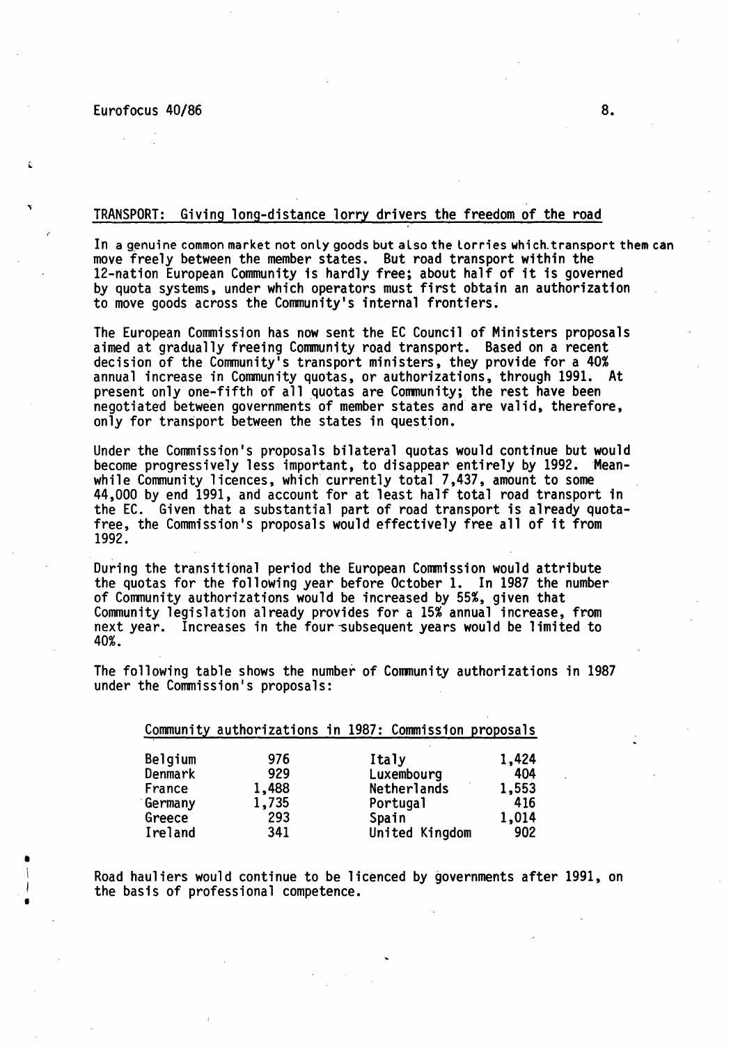## TRANSPORT: Giving long-distance lorry drivers the freedom of the road

In a genuine common market not only goods but also the lorries which transport them can move freely between the member states. But road transport within the 12-nation European Community is hardly free; about half of it is governed by quota systems, under which operators must first obtain an authorization to move goods across the Community's internal frontiers.

The European Commission has now sent the EC Council of Ministers proposals aimed at gradually freeing Community road transport. Based on a recent decision of the Community's transport ministers, they provide for a 40% annual increase in Community quotas, or authorizations, through 1991. At present only one-fifth of all quotas are Community; the rest have been negotiated between governments of member states and are valid, therefore, only for transport between the states in question.

Under the Commission's proposals bilateral quotas would continue but would become progressively less important, to disappear entirely by 1992. Meanwhile Community licences, which currently total 7,437, amount to some 44,000 by end 1991, and account for at least half total road transport in the EC. Given that a substantial part of road transport is already quota-free, the Commission's proposals would effectively free all of it from 1992.

During the transitional period the European Commission would attribute the quotas for the following year before October 1. In 1987 the number of Community authorizations would be increased by 55%, given that Community legislation already provides for a 15% annual increase, from next year. Increases in the four subsequent years would be limited to 40%.

The following table shows the number of Community authorizations in 1987 under the Commission's proposals:

Community authorizations in 1987: Commission proposals

| | | | |
|---|---|---|---|
| Belgium | 976 | Italy | 1,424 |
| Denmark | 929 | Luxembourg | 404 |
| France | 1,488 | Netherlands | 1,553 |
| Germany | 1,735 | Portugal | 416 |
| Greece | 293 | Spain | 1,014 |
| Ireland | 341 | United Kingdom | 902 |

Road hauliers would continue to be licenced by governments after 1991, on the basis of professional competence.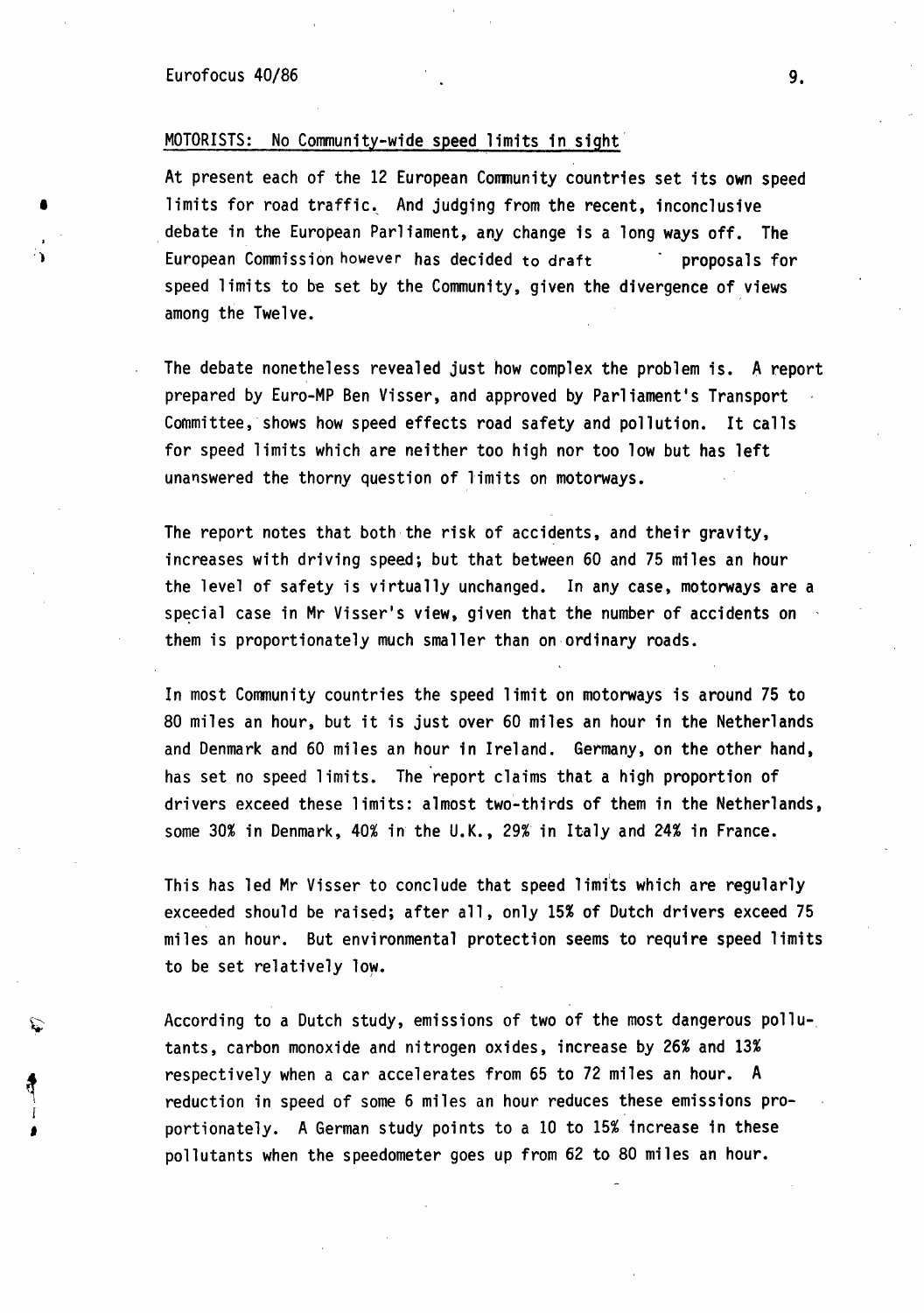## MOTORISTS: No Community-wide speed limits in sight

At present each of the 12 European Community countries set its own speed limits for road traffic. And judging from the recent, inconclusive debate in the European Parliament, any change is a long ways off. The European Commission however has decided to draft proposals for speed limits to be set by the Community, given the divergence of views among the Twelve.

The debate nonetheless revealed just how complex the problem is. A report prepared by Euro-MP Ben Visser, and approved by Parliament's Transport Committee, shows how speed effects road safety and pollution. It calls for speed limits which are neither too high nor too low but has left unanswered the thorny question of limits on motorways.

The report notes that both the risk of accidents, and their gravity, increases with driving speed; but that between 60 and 75 miles an hour the level of safety is virtually unchanged. In any case, motorways are a special case in Mr Visser's view, given that the number of accidents on them is proportionately much smaller than on ordinary roads.

In most Community countries the speed limit on motorways is around 75 to 80 miles an hour, but it is just over 60 miles an hour in the Netherlands and Denmark and 60 miles an hour in Ireland. Germany, on the other hand, has set no speed limits. The report claims that a high proportion of drivers exceed these limits: almost two-thirds of them in the Netherlands, some 30% in Denmark, 40% in the U.K., 29% in Italy and 24% in France.

This has led Mr Visser to conclude that speed limits which are regularly exceeded should be raised; after all, only 15% of Dutch drivers exceed 75 miles an hour. But environmental protection seems to require speed limits to be set relatively low.

According to a Dutch study, emissions of two of the most dangerous pollutants, carbon monoxide and nitrogen oxides, increase by 26% and 13% respectively when a car accelerates from 65 to 72 miles an hour. A reduction in speed of some 6 miles an hour reduces these emissions proportionately. A German study points to a 10 to 15% increase in these pollutants when the speedometer goes up from 62 to 80 miles an hour.